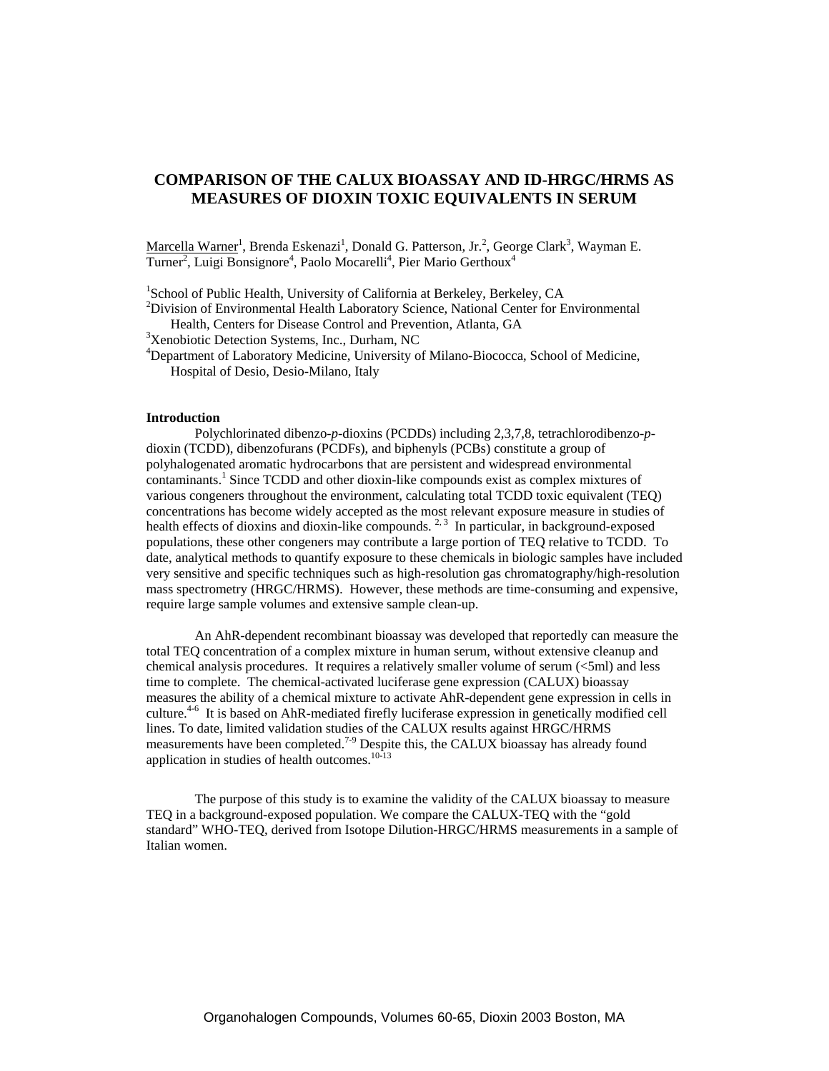# COMPARISON OF THE CALUX BIOASSAY AND ID-HRGC/HRMS AS MEASURES OF DIOXIN TOXIC EQUIVALENTS IN SERUM

Marcella Warner[1], Brenda Eskenazi[1], Donald G. Patterson, Jr.[2], George Clark[3], Wayman E. Turner[2], Luigi Bonsignore[4], Paolo Mocarelli[4], Pier Mario Gerthoux[4]

[1]School of Public Health, University of California at Berkeley, Berkeley, CA
[2]Division of Environmental Health Laboratory Science, National Center for Environmental Health, Centers for Disease Control and Prevention, Atlanta, GA
[3]Xenobiotic Detection Systems, Inc., Durham, NC
[4]Department of Laboratory Medicine, University of Milano-Biococca, School of Medicine, Hospital of Desio, Desio-Milano, Italy

## Introduction

Polychlorinated dibenzo-*p*-dioxins (PCDDs) including 2,3,7,8, tetrachlorodibenzo-*p*-dioxin (TCDD), dibenzofurans (PCDFs), and biphenyls (PCBs) constitute a group of polyhalogenated aromatic hydrocarbons that are persistent and widespread environmental contaminants.[1] Since TCDD and other dioxin-like compounds exist as complex mixtures of various congeners throughout the environment, calculating total TCDD toxic equivalent (TEQ) concentrations has become widely accepted as the most relevant exposure measure in studies of health effects of dioxins and dioxin-like compounds.[2,3] In particular, in background-exposed populations, these other congeners may contribute a large portion of TEQ relative to TCDD. To date, analytical methods to quantify exposure to these chemicals in biologic samples have included very sensitive and specific techniques such as high-resolution gas chromatography/high-resolution mass spectrometry (HRGC/HRMS). However, these methods are time-consuming and expensive, require large sample volumes and extensive sample clean-up.

An AhR-dependent recombinant bioassay was developed that reportedly can measure the total TEQ concentration of a complex mixture in human serum, without extensive cleanup and chemical analysis procedures. It requires a relatively smaller volume of serum (<5ml) and less time to complete. The chemical-activated luciferase gene expression (CALUX) bioassay measures the ability of a chemical mixture to activate AhR-dependent gene expression in cells in culture.[4-6] It is based on AhR-mediated firefly luciferase expression in genetically modified cell lines. To date, limited validation studies of the CALUX results against HRGC/HRMS measurements have been completed.[7-9] Despite this, the CALUX bioassay has already found application in studies of health outcomes.[10-13]

The purpose of this study is to examine the validity of the CALUX bioassay to measure TEQ in a background-exposed population. We compare the CALUX-TEQ with the "gold standard" WHO-TEQ, derived from Isotope Dilution-HRGC/HRMS measurements in a sample of Italian women.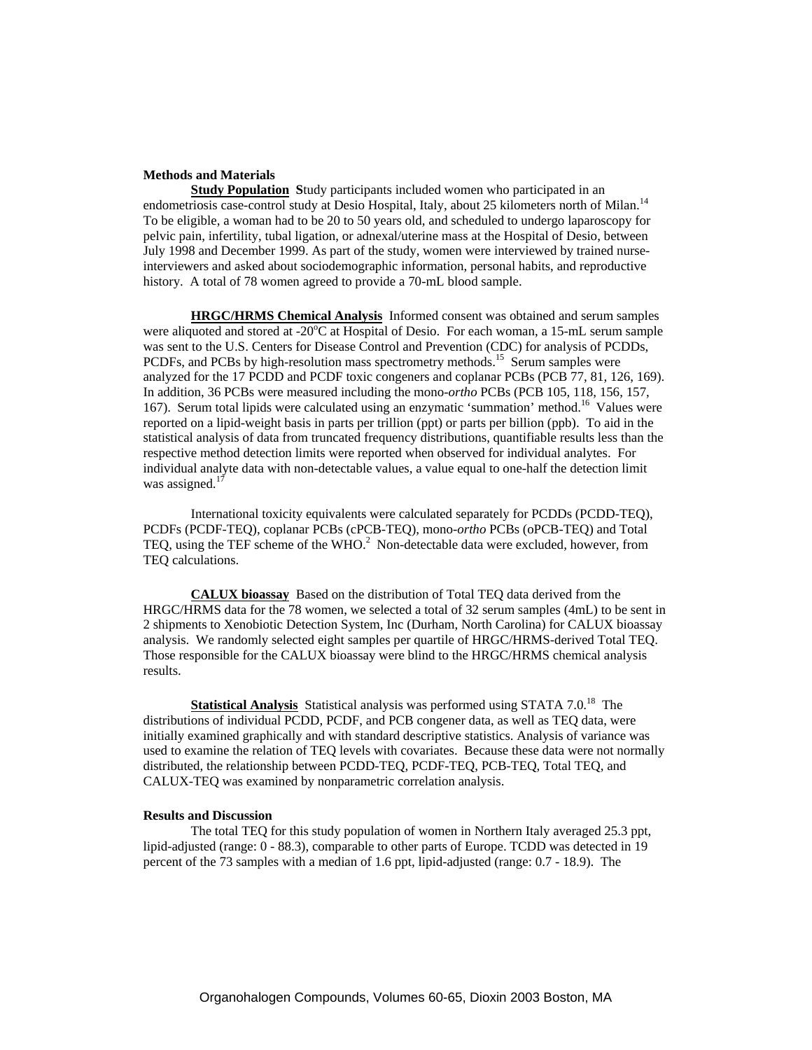**Methods and Materials**

**Study Population** Study participants included women who participated in an endometriosis case-control study at Desio Hospital, Italy, about 25 kilometers north of Milan.[14] To be eligible, a woman had to be 20 to 50 years old, and scheduled to undergo laparoscopy for pelvic pain, infertility, tubal ligation, or adnexal/uterine mass at the Hospital of Desio, between July 1998 and December 1999. As part of the study, women were interviewed by trained nurse-interviewers and asked about sociodemographic information, personal habits, and reproductive history. A total of 78 women agreed to provide a 70-mL blood sample.

**HRGC/HRMS Chemical Analysis** Informed consent was obtained and serum samples were aliquoted and stored at -20°C at Hospital of Desio. For each woman, a 15-mL serum sample was sent to the U.S. Centers for Disease Control and Prevention (CDC) for analysis of PCDDs, PCDFs, and PCBs by high-resolution mass spectrometry methods.[15] Serum samples were analyzed for the 17 PCDD and PCDF toxic congeners and coplanar PCBs (PCB 77, 81, 126, 169). In addition, 36 PCBs were measured including the mono-*ortho* PCBs (PCB 105, 118, 156, 157, 167). Serum total lipids were calculated using an enzymatic 'summation' method.[16] Values were reported on a lipid-weight basis in parts per trillion (ppt) or parts per billion (ppb). To aid in the statistical analysis of data from truncated frequency distributions, quantifiable results less than the respective method detection limits were reported when observed for individual analytes. For individual analyte data with non-detectable values, a value equal to one-half the detection limit was assigned.[17]

International toxicity equivalents were calculated separately for PCDDs (PCDD-TEQ), PCDFs (PCDF-TEQ), coplanar PCBs (cPCB-TEQ), mono-*ortho* PCBs (oPCB-TEQ) and Total TEQ, using the TEF scheme of the WHO.[2] Non-detectable data were excluded, however, from TEQ calculations.

**CALUX bioassay** Based on the distribution of Total TEQ data derived from the HRGC/HRMS data for the 78 women, we selected a total of 32 serum samples (4mL) to be sent in 2 shipments to Xenobiotic Detection System, Inc (Durham, North Carolina) for CALUX bioassay analysis. We randomly selected eight samples per quartile of HRGC/HRMS-derived Total TEQ. Those responsible for the CALUX bioassay were blind to the HRGC/HRMS chemical analysis results.

**Statistical Analysis** Statistical analysis was performed using STATA 7.0.[18] The distributions of individual PCDD, PCDF, and PCB congener data, as well as TEQ data, were initially examined graphically and with standard descriptive statistics. Analysis of variance was used to examine the relation of TEQ levels with covariates. Because these data were not normally distributed, the relationship between PCDD-TEQ, PCDF-TEQ, PCB-TEQ, Total TEQ, and CALUX-TEQ was examined by nonparametric correlation analysis.

**Results and Discussion**

The total TEQ for this study population of women in Northern Italy averaged 25.3 ppt, lipid-adjusted (range: 0 - 88.3), comparable to other parts of Europe. TCDD was detected in 19 percent of the 73 samples with a median of 1.6 ppt, lipid-adjusted (range: 0.7 - 18.9). The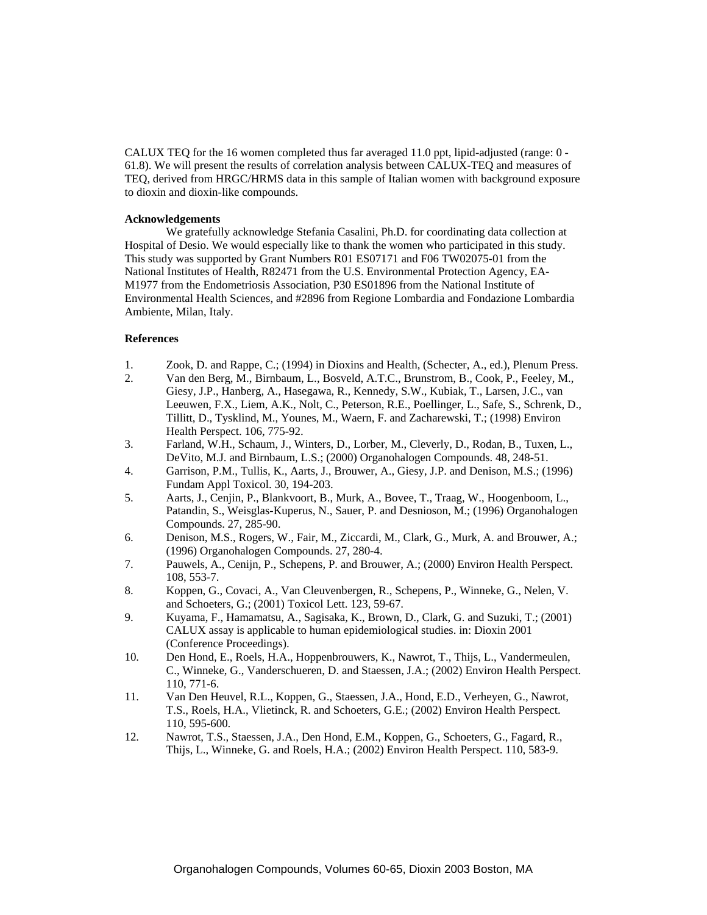CALUX TEQ for the 16 women completed thus far averaged 11.0 ppt, lipid-adjusted (range: 0 - 61.8). We will present the results of correlation analysis between CALUX-TEQ and measures of TEQ, derived from HRGC/HRMS data in this sample of Italian women with background exposure to dioxin and dioxin-like compounds.

**Acknowledgements**

We gratefully acknowledge Stefania Casalini, Ph.D. for coordinating data collection at Hospital of Desio. We would especially like to thank the women who participated in this study. This study was supported by Grant Numbers R01 ES07171 and F06 TW02075-01 from the National Institutes of Health, R82471 from the U.S. Environmental Protection Agency, EA-M1977 from the Endometriosis Association, P30 ES01896 from the National Institute of Environmental Health Sciences, and #2896 from Regione Lombardia and Fondazione Lombardia Ambiente, Milan, Italy.

**References**

1. Zook, D. and Rappe, C.; (1994) in Dioxins and Health, (Schecter, A., ed.), Plenum Press.
2. Van den Berg, M., Birnbaum, L., Bosveld, A.T.C., Brunstrom, B., Cook, P., Feeley, M., Giesy, J.P., Hanberg, A., Hasegawa, R., Kennedy, S.W., Kubiak, T., Larsen, J.C., van Leeuwen, F.X., Liem, A.K., Nolt, C., Peterson, R.E., Poellinger, L., Safe, S., Schrenk, D., Tillitt, D., Tysklind, M., Younes, M., Waern, F. and Zacharewski, T.; (1998) Environ Health Perspect. 106, 775-92.
3. Farland, W.H., Schaum, J., Winters, D., Lorber, M., Cleverly, D., Rodan, B., Tuxen, L., DeVito, M.J. and Birnbaum, L.S.; (2000) Organohalogen Compounds. 48, 248-51.
4. Garrison, P.M., Tullis, K., Aarts, J., Brouwer, A., Giesy, J.P. and Denison, M.S.; (1996) Fundam Appl Toxicol. 30, 194-203.
5. Aarts, J., Cenjin, P., Blankvoort, B., Murk, A., Bovee, T., Traag, W., Hoogenboom, L., Patandin, S., Weisglas-Kuperus, N., Sauer, P. and Desnioson, M.; (1996) Organohalogen Compounds. 27, 285-90.
6. Denison, M.S., Rogers, W., Fair, M., Ziccardi, M., Clark, G., Murk, A. and Brouwer, A.; (1996) Organohalogen Compounds. 27, 280-4.
7. Pauwels, A., Cenijn, P., Schepens, P. and Brouwer, A.; (2000) Environ Health Perspect. 108, 553-7.
8. Koppen, G., Covaci, A., Van Cleuvenbergen, R., Schepens, P., Winneke, G., Nelen, V. and Schoeters, G.; (2001) Toxicol Lett. 123, 59-67.
9. Kuyama, F., Hamamatsu, A., Sagisaka, K., Brown, D., Clark, G. and Suzuki, T.; (2001) CALUX assay is applicable to human epidemiological studies. in: Dioxin 2001 (Conference Proceedings).
10. Den Hond, E., Roels, H.A., Hoppenbrouwers, K., Nawrot, T., Thijs, L., Vandermeulen, C., Winneke, G., Vanderschueren, D. and Staessen, J.A.; (2002) Environ Health Perspect. 110, 771-6.
11. Van Den Heuvel, R.L., Koppen, G., Staessen, J.A., Hond, E.D., Verheyen, G., Nawrot, T.S., Roels, H.A., Vlietinck, R. and Schoeters, G.E.; (2002) Environ Health Perspect. 110, 595-600.
12. Nawrot, T.S., Staessen, J.A., Den Hond, E.M., Koppen, G., Schoeters, G., Fagard, R., Thijs, L., Winneke, G. and Roels, H.A.; (2002) Environ Health Perspect. 110, 583-9.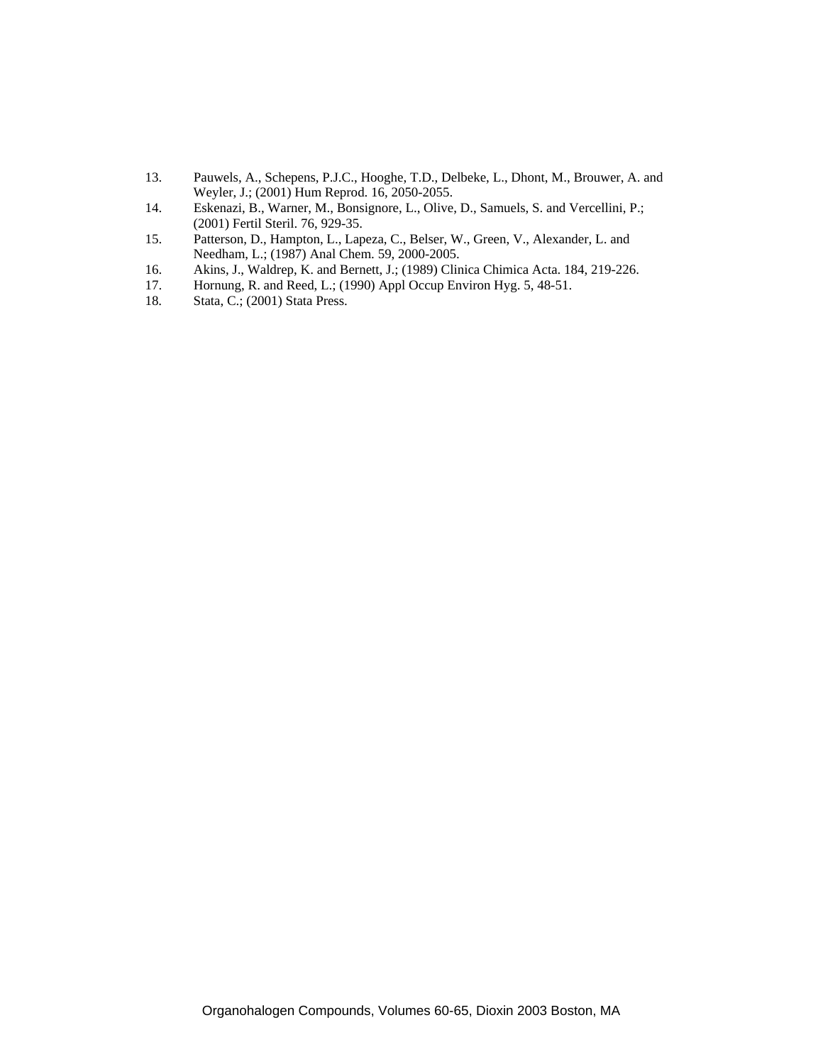13. Pauwels, A., Schepens, P.J.C., Hooghe, T.D., Delbeke, L., Dhont, M., Brouwer, A. and Weyler, J.; (2001) Hum Reprod. 16, 2050-2055.
14. Eskenazi, B., Warner, M., Bonsignore, L., Olive, D., Samuels, S. and Vercellini, P.; (2001) Fertil Steril. 76, 929-35.
15. Patterson, D., Hampton, L., Lapeza, C., Belser, W., Green, V., Alexander, L. and Needham, L.; (1987) Anal Chem. 59, 2000-2005.
16. Akins, J., Waldrep, K. and Bernett, J.; (1989) Clinica Chimica Acta. 184, 219-226.
17. Hornung, R. and Reed, L.; (1990) Appl Occup Environ Hyg. 5, 48-51.
18. Stata, C.; (2001) Stata Press.